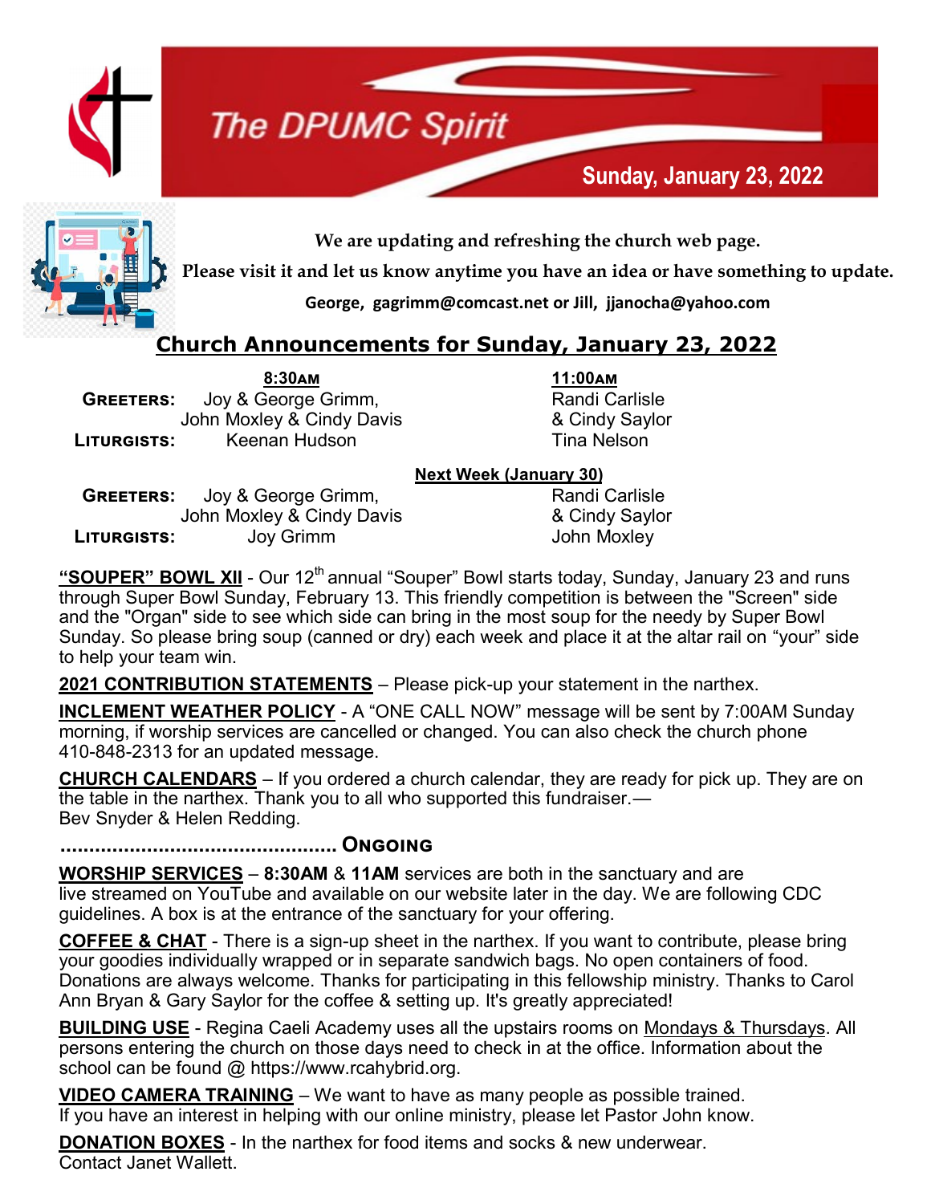# The DPUMC Spirit

**Sunday, January 23, 2022**

**We are updating and refreshing the church web page.**

**Please visit it and let us know anytime you have an idea or have something to update.**

**George, gagrimm@comcast.net or Jill, jjanocha@yahoo.com**

## Church Announcements for Sunday, January 23, 2022

| | 8:30AM | 11:00AM |
|---|---|---|
| **GREETERS:** | Joy & George Grimm, John Moxley & Cindy Davis | Randi Carlisle & Cindy Saylor |
| **LITURGISTS:** | Keenan Hudson | Tina Nelson |

**Next Week (January 30)**

| | 8:30AM | 11:00AM |
|---|---|---|
| **GREETERS:** | Joy & George Grimm, John Moxley & Cindy Davis | Randi Carlisle & Cindy Saylor |
| **LITURGISTS:** | Joy Grimm | John Moxley |

**"SOUPER" BOWL XII** - Our 12th annual "Souper" Bowl starts today, Sunday, January 23 and runs through Super Bowl Sunday, February 13. This friendly competition is between the "Screen" side and the "Organ" side to see which side can bring in the most soup for the needy by Super Bowl Sunday. So please bring soup (canned or dry) each week and place it at the altar rail on "your" side to help your team win.

**2021 CONTRIBUTION STATEMENTS** – Please pick-up your statement in the narthex.

**INCLEMENT WEATHER POLICY** - A "ONE CALL NOW" message will be sent by 7:00AM Sunday morning, if worship services are cancelled or changed. You can also check the church phone 410-848-2313 for an updated message.

**CHURCH CALENDARS** – If you ordered a church calendar, they are ready for pick up. They are on the table in the narthex. Thank you to all who supported this fundraiser.— Bev Snyder & Helen Redding.

### ............................................. ONGOING

**WORSHIP SERVICES** – **8:30AM** & **11AM** services are both in the sanctuary and are live streamed on YouTube and available on our website later in the day. We are following CDC guidelines. A box is at the entrance of the sanctuary for your offering.

**COFFEE & CHAT** - There is a sign-up sheet in the narthex. If you want to contribute, please bring your goodies individually wrapped or in separate sandwich bags. No open containers of food. Donations are always welcome. Thanks for participating in this fellowship ministry. Thanks to Carol Ann Bryan & Gary Saylor for the coffee & setting up. It's greatly appreciated!

**BUILDING USE** - Regina Caeli Academy uses all the upstairs rooms on Mondays & Thursdays. All persons entering the church on those days need to check in at the office. Information about the school can be found @ https://www.rcahybrid.org.

**VIDEO CAMERA TRAINING** – We want to have as many people as possible trained. If you have an interest in helping with our online ministry, please let Pastor John know.

**DONATION BOXES** - In the narthex for food items and socks & new underwear. Contact Janet Wallett.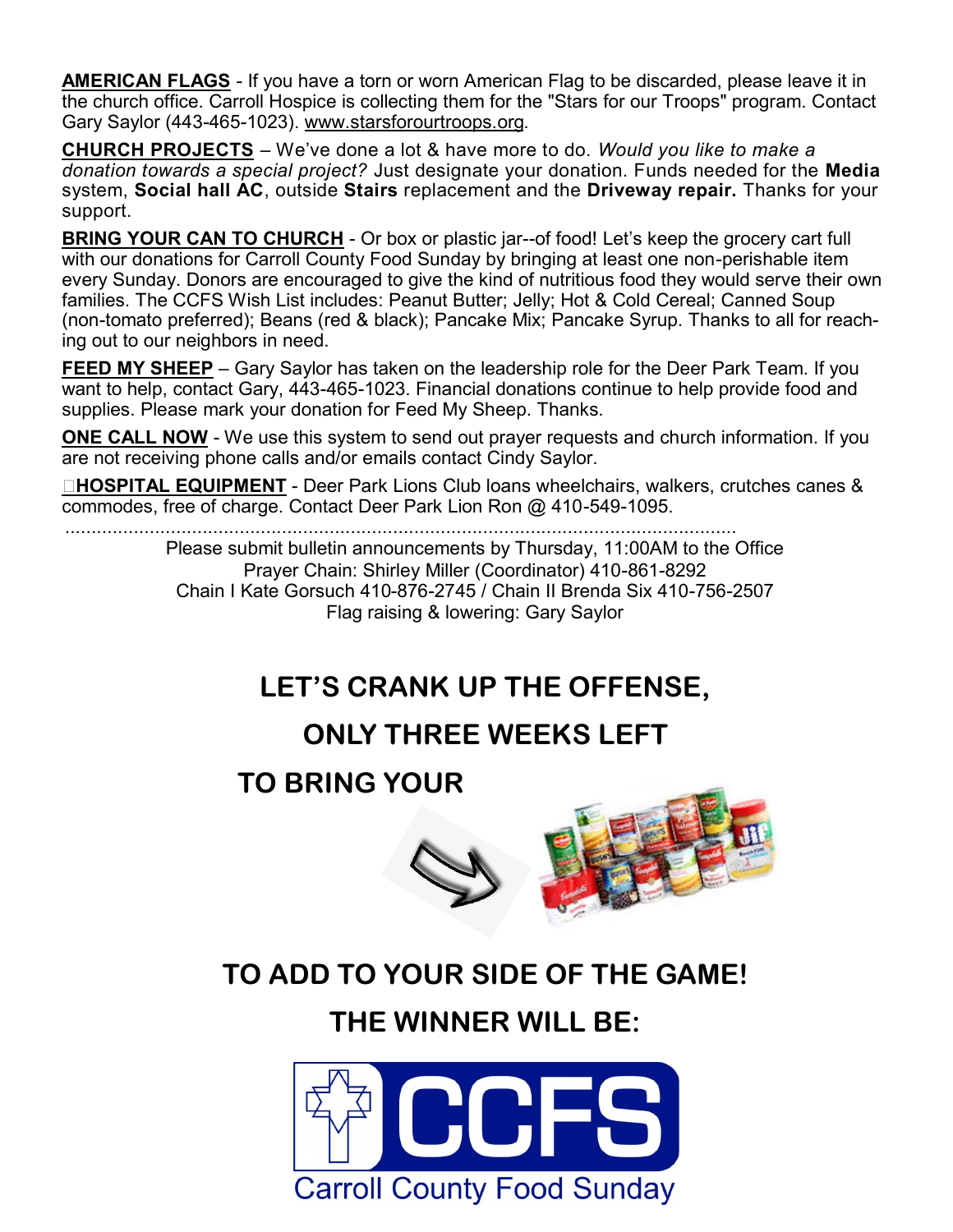**AMERICAN FLAGS** - If you have a torn or worn American Flag to be discarded, please leave it in the church office. Carroll Hospice is collecting them for the "Stars for our Troops" program. Contact Gary Saylor (443-465-1023). www.starsforourtroops.org.

**CHURCH PROJECTS** – We've done a lot & have more to do. *Would you like to make a donation towards a special project?* Just designate your donation. Funds needed for the **Media** system, **Social hall AC**, outside **Stairs** replacement and the **Driveway repair.** Thanks for your support.

**BRING YOUR CAN TO CHURCH** - Or box or plastic jar--of food! Let's keep the grocery cart full with our donations for Carroll County Food Sunday by bringing at least one non-perishable item every Sunday. Donors are encouraged to give the kind of nutritious food they would serve their own families. The CCFS Wish List includes: Peanut Butter; Jelly; Hot & Cold Cereal; Canned Soup (non-tomato preferred); Beans (red & black); Pancake Mix; Pancake Syrup. Thanks to all for reaching out to our neighbors in need.

**FEED MY SHEEP** – Gary Saylor has taken on the leadership role for the Deer Park Team. If you want to help, contact Gary, 443-465-1023. Financial donations continue to help provide food and supplies. Please mark your donation for Feed My Sheep. Thanks.

**ONE CALL NOW** - We use this system to send out prayer requests and church information. If you are not receiving phone calls and/or emails contact Cindy Saylor.

**HOSPITAL EQUIPMENT** - Deer Park Lions Club loans wheelchairs, walkers, crutches canes & commodes, free of charge. Contact Deer Park Lion Ron @ 410-549-1095.

Please submit bulletin announcements by Thursday, 11:00AM to the Office
Prayer Chain: Shirley Miller (Coordinator) 410-861-8292
Chain I Kate Gorsuch 410-876-2745 / Chain II Brenda Six 410-756-2507
Flag raising & lowering: Gary Saylor

## LET'S CRANK UP THE OFFENSE,

## ONLY THREE WEEKS LEFT

## TO BRING YOUR

## TO ADD TO YOUR SIDE OF THE GAME!

## THE WINNER WILL BE:

CCFS
Carroll County Food Sunday